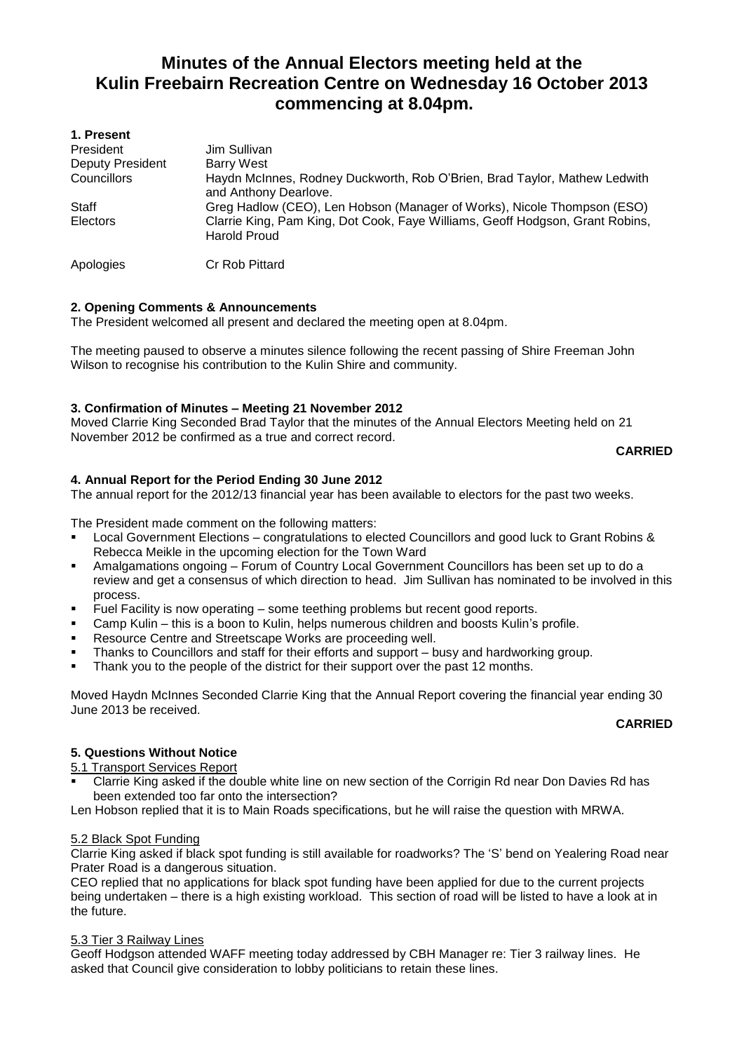# Minutes of the Annual Electors meeting held at the Kulin Freebairn Recreation Centre on Wednesday 16 October 2013 commencing at 8.04pm.

## 1. Present

| | |
|---|---|
| President | Jim Sullivan |
| Deputy President | Barry West |
| Councillors | Haydn McInnes, Rodney Duckworth, Rob O'Brien, Brad Taylor, Mathew Ledwith and Anthony Dearlove. |
| Staff | Greg Hadlow (CEO), Len Hobson (Manager of Works), Nicole Thompson (ESO) |
| Electors | Clarrie King, Pam King, Dot Cook, Faye Williams, Geoff Hodgson, Grant Robins, Harold Proud |
| Apologies | Cr Rob Pittard |

## 2. Opening Comments & Announcements

The President welcomed all present and declared the meeting open at 8.04pm.

The meeting paused to observe a minutes silence following the recent passing of Shire Freeman John Wilson to recognise his contribution to the Kulin Shire and community.

## 3. Confirmation of Minutes – Meeting 21 November 2012

Moved Clarrie King Seconded Brad Taylor that the minutes of the Annual Electors Meeting held on 21 November 2012 be confirmed as a true and correct record.

**CARRIED**

## 4. Annual Report for the Period Ending 30 June 2012

The annual report for the 2012/13 financial year has been available to electors for the past two weeks.

The President made comment on the following matters:

- Local Government Elections – congratulations to elected Councillors and good luck to Grant Robins & Rebecca Meikle in the upcoming election for the Town Ward
- Amalgamations ongoing – Forum of Country Local Government Councillors has been set up to do a review and get a consensus of which direction to head. Jim Sullivan has nominated to be involved in this process.
- Fuel Facility is now operating – some teething problems but recent good reports.
- Camp Kulin – this is a boon to Kulin, helps numerous children and boosts Kulin's profile.
- Resource Centre and Streetscape Works are proceeding well.
- Thanks to Councillors and staff for their efforts and support – busy and hardworking group.
- Thank you to the people of the district for their support over the past 12 months.

Moved Haydn McInnes Seconded Clarrie King that the Annual Report covering the financial year ending 30 June 2013 be received.

**CARRIED**

## 5. Questions Without Notice

5.1 Transport Services Report

- Clarrie King asked if the double white line on new section of the Corrigin Rd near Don Davies Rd has been extended too far onto the intersection?

Len Hobson replied that it is to Main Roads specifications, but he will raise the question with MRWA.

5.2 Black Spot Funding

Clarrie King asked if black spot funding is still available for roadworks? The 'S' bend on Yealering Road near Prater Road is a dangerous situation.

CEO replied that no applications for black spot funding have been applied for due to the current projects being undertaken – there is a high existing workload. This section of road will be listed to have a look at in the future.

5.3 Tier 3 Railway Lines

Geoff Hodgson attended WAFF meeting today addressed by CBH Manager re: Tier 3 railway lines. He asked that Council give consideration to lobby politicians to retain these lines.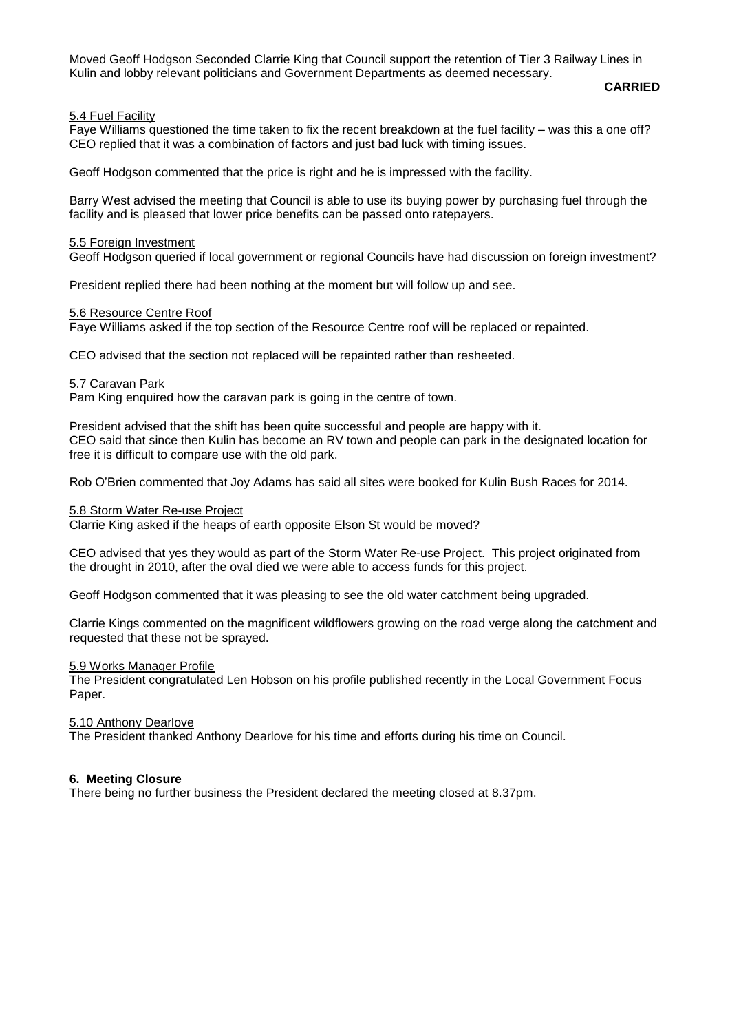Moved Geoff Hodgson Seconded Clarrie King that Council support the retention of Tier 3 Railway Lines in Kulin and lobby relevant politicians and Government Departments as deemed necessary.

**CARRIED**

5.4 Fuel Facility

Faye Williams questioned the time taken to fix the recent breakdown at the fuel facility – was this a one off? CEO replied that it was a combination of factors and just bad luck with timing issues.

Geoff Hodgson commented that the price is right and he is impressed with the facility.

Barry West advised the meeting that Council is able to use its buying power by purchasing fuel through the facility and is pleased that lower price benefits can be passed onto ratepayers.

5.5 Foreign Investment

Geoff Hodgson queried if local government or regional Councils have had discussion on foreign investment?

President replied there had been nothing at the moment but will follow up and see.

5.6 Resource Centre Roof

Faye Williams asked if the top section of the Resource Centre roof will be replaced or repainted.

CEO advised that the section not replaced will be repainted rather than resheeted.

5.7 Caravan Park

Pam King enquired how the caravan park is going in the centre of town.

President advised that the shift has been quite successful and people are happy with it.
CEO said that since then Kulin has become an RV town and people can park in the designated location for free it is difficult to compare use with the old park.

Rob O'Brien commented that Joy Adams has said all sites were booked for Kulin Bush Races for 2014.

5.8 Storm Water Re-use Project

Clarrie King asked if the heaps of earth opposite Elson St would be moved?

CEO advised that yes they would as part of the Storm Water Re-use Project. This project originated from the drought in 2010, after the oval died we were able to access funds for this project.

Geoff Hodgson commented that it was pleasing to see the old water catchment being upgraded.

Clarrie Kings commented on the magnificent wildflowers growing on the road verge along the catchment and requested that these not be sprayed.

5.9 Works Manager Profile

The President congratulated Len Hobson on his profile published recently in the Local Government Focus Paper.

5.10 Anthony Dearlove

The President thanked Anthony Dearlove for his time and efforts during his time on Council.

**6. Meeting Closure**

There being no further business the President declared the meeting closed at 8.37pm.